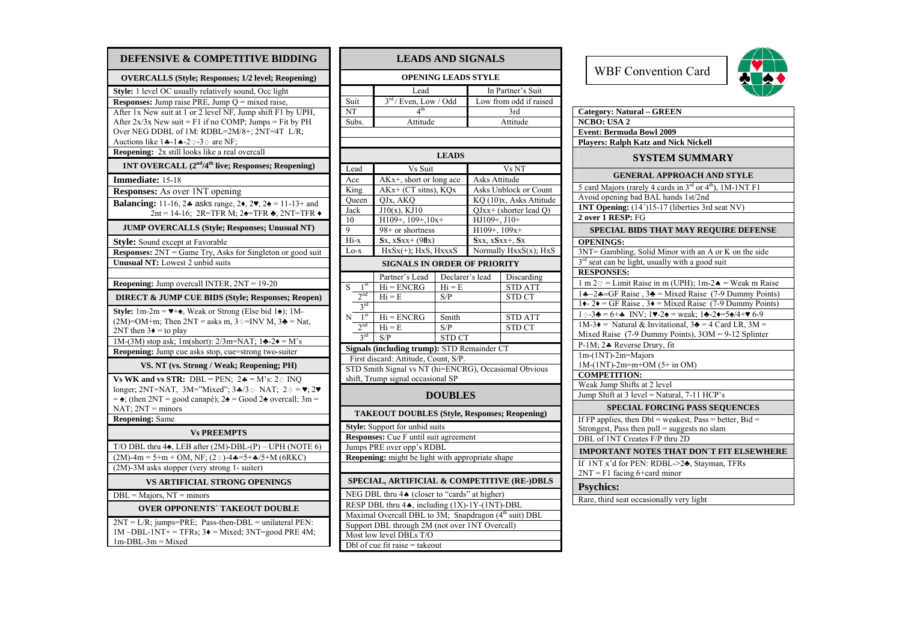## DEFENSIVE & COMPETITIVE BIDDING

### OVERCALLS (Style; Responses; 1/2 level; Reopening)

**Style:** 1 level OC usually relatively sound, Occ light

**Responses:** Jump raise PRE, Jump Q = mixed raise,

After 1x New suit at 1 or 2 level NF, Jump shift F1 by UPH,

After 2x/3x New suit = F1 if no COMP; Jumps = Fit by PH

Over NEG DDBL of 1M: RDBL=2M/8+; 2NT=4T L/R;

Auctions like 1♣-1♠-2♡-3♢ are NF;

**Reopening:** 2x still looks like a real overcall

### 1NT OVERCALL (2[nd]/4[th] live; Responses; Reopening)

**Immediate:** 15-18

**Responses:** As over 1NT opening

**Balancing:** 11-16, 2♣ asks range, 2♦, 2♥, 2♠ = 11-13+ and 2nt = 14-16; 2R=TFR M; 2♠=TFR ♣, 2NT=TFR ♦

### JUMP OVERCALLS (Style; Responses; Unusual NT)

**Style:** Sound except at Favorable

**Responses:** 2NT = Game Try, Asks for Singleton or good suit

**Unusual NT:** Lowest 2 unbid suits

**Reopening:** Jump overcall INTER, 2NT = 19-20

### DIRECT & JUMP CUE BIDS (Style; Responses; Reopen)

**Style:** 1m-2m = ♥+♠, Weak or Strong (Else bid 1♠); 1M-(2M)=OM+m; Then 2NT = asks m, 3♢=INV M, 3♣ = Nat, 2NT then 3♦ = to play

1M-(3M) stop ask; 1m(short): 2/3m=NAT; 1♣-2♦ = M's

**Reopening:** Jump cue asks stop, cue=strong two-suiter

### VS. NT (vs. Strong / Weak; Reopening; PH)

**Vs WK and vs STR:** DBL = PEN; 2♣ = M's: 2♢ INQ longer; 2NT=NAT, 3M="Mixed"; 3♣/3♢ NAT; 2♢ = ♥; 2♥ = ♠; (then 2NT = good canapé); 2♠ = Good 2♠ overcall; 3m = NAT; 2NT = minors

**Reopening:** Same

### Vs PREEMPTS

T/O DBL thru 4♠, LEB after (2M)-DBL-(P) – UPH (NOTE 6)

(2M)-4m = 5+m + OM, NF; (2♢)-4♣=5+♣/5+M (6RKC)

(2M)-3M asks stopper (very strong 1- suiter)

### VS ARTIFICIAL STRONG OPENINGS

DBL = Majors, NT = minors

### OVER OPPONENTS´ TAKEOUT DOUBLE

2NT = L/R; jumps=PRE; Pass-then-DBL = unilateral PEN: 1M –DBL-1NT+ = TFRs; 3♦ = Mixed; 3NT=good PRE 4M; 1m-DBL-3m = Mixed

## LEADS AND SIGNALS

### OPENING LEADS STYLE

| | Lead | In Partner's Suit |
|---|---|---|
| Suit | 3[rd] / Even, Low / Odd | Low from odd if raised |
| NT | 4[th] | 3rd |
| Subs. | Attitude | Attitude |

### LEADS

| Lead | Vs Suit | Vs NT |
|---|---|---|
| Ace | AKx+, short or long ace | Asks Attitude |
| King | AKx+ (CT sitns), KQx | Asks Unblock or Count |
| Queen | QJx, AKQ | KQ (10)x, Asks Attitude |
| Jack | J10(x), KJ10 | QJxx+ (shorter lead Q) |
| 10 | H109+, 109+,10x+ | HJ109+, J10+ |
| 9 | 98+ or shortness | H109+, 109x+ |
| Hi-x | **S**x, x**S**xx+ (9**8**x) | **S**xx, x**S**xx+, **S**x |
| Lo-x | HxSx(+); HxS, HxxxS | Normally HxxS(x); HxS |

### SIGNALS IN ORDER OF PRIORITY

| | | Partner's Lead | Declarer's lead | Discarding |
|---|---|---|---|---|
| S | 1[st] | Hi = ENCRG | Hi = E | STD ATT |
| | 2[nd] | Hi = E | S/P | STD CT |
| | 3[rd] | | | |
| N | 1[st] | Hi = ENCRG | Smith | STD ATT |
| | 2[nd] | Hi = E | S/P | STD CT |
| | 3[rd] | S/P | STD CT | |

**Signals (including trump):** STD Remainder CT

First discard: Attitude, Count, S/P.

STD Smith Signal vs NT (hi=ENCRG), Occasional Obvious shift, Trump signal occasional SP

## DOUBLES

### TAKEOUT DOUBLES (Style, Responses; Reopening)

**Style:** Support for unbid suits

**Responses:** Cue F until suit agreement

Jumps PRE over opp's RDBL

**Reopening:** might be light with appropriate shape

### SPECIAL, ARTIFICIAL & COMPETITIVE (RE-)DBLS

NEG DBL thru 4♠ (closer to "cards" at higher)

RESP DBL thru 4♠, including (1X)-1Y-(1NT)-DBL

Maximal Overcall DBL to 3M; Snapdragon (4[th] suit) DBL

Support DBL through 2M (not over 1NT Overcall)

Most low level DBLs T/O

Dbl of cue fit raise = takeout

## WBF Convention Card

**Category: Natural – GREEN**

**NCBO: USA 2**

**Event: Bermuda Bowl 2009**

**Players: Ralph Katz and Nick Nickell**

## SYSTEM SUMMARY

### GENERAL APPROACH AND STYLE

5 card Majors (rarely 4 cards in 3[rd] or 4[th]), 1M-1NT F1

Avoid opening bad BAL hands 1st/2nd

**1NT Opening:** (14[+])15-17 (liberties 3rd seat NV)

**2 over 1 RESP:** FG

### SPECIAL BIDS THAT MAY REQUIRE DEFENSE

**OPENINGS:**

3NT= Gambling, Solid Minor with an A or K on the side

3[rd] seat can be light, usually with a good suit

**RESPONSES:**

1 m 2♡ = Limit Raise in m (UPH); 1m-2♠ = Weak m Raise

1♣–2♣=GF Raise , 3♣ = Mixed Raise (7-9 Dummy Points)

1♦- 2♦ = GF Raise , 3♦ = Mixed Raise (7-9 Dummy Points)

1♢-3♣ = 6+♣ INV; 1♥-2♠ = weak; 1♣-2♦=5♠/4+♥ 6-9

1M-3♦ = Natural & Invitational, 3♣ = 4 Card LR, 3M = Mixed Raise (7-9 Dummy Points), 3OM = 9-12 Splinter

P-1M; 2♣ Reverse Drury, fit

1m-(1NT)-2m=Majors

1M-(1NT)-2m=m+OM (5+ in OM)

**COMPETITION:**

Weak Jump Shifts at 2 level

Jump Shift at 3 level = Natural, 7-11 HCP's

### SPECIAL FORCING PASS SEQUENCES

If FP applies, then Dbl = weakest, Pass = better, Bid = Strongest, Pass then pull = suggests no slam

DBL of 1NT Creates F/P thru 2D

### IMPORTANT NOTES THAT DON´T FIT ELSEWHERE

If 1NT x'd for PEN: RDBL->2♣, Stayman, TFRs

2NT = F1 facing 6+card minor

### Psychics:

Rare, third seat occasionally very light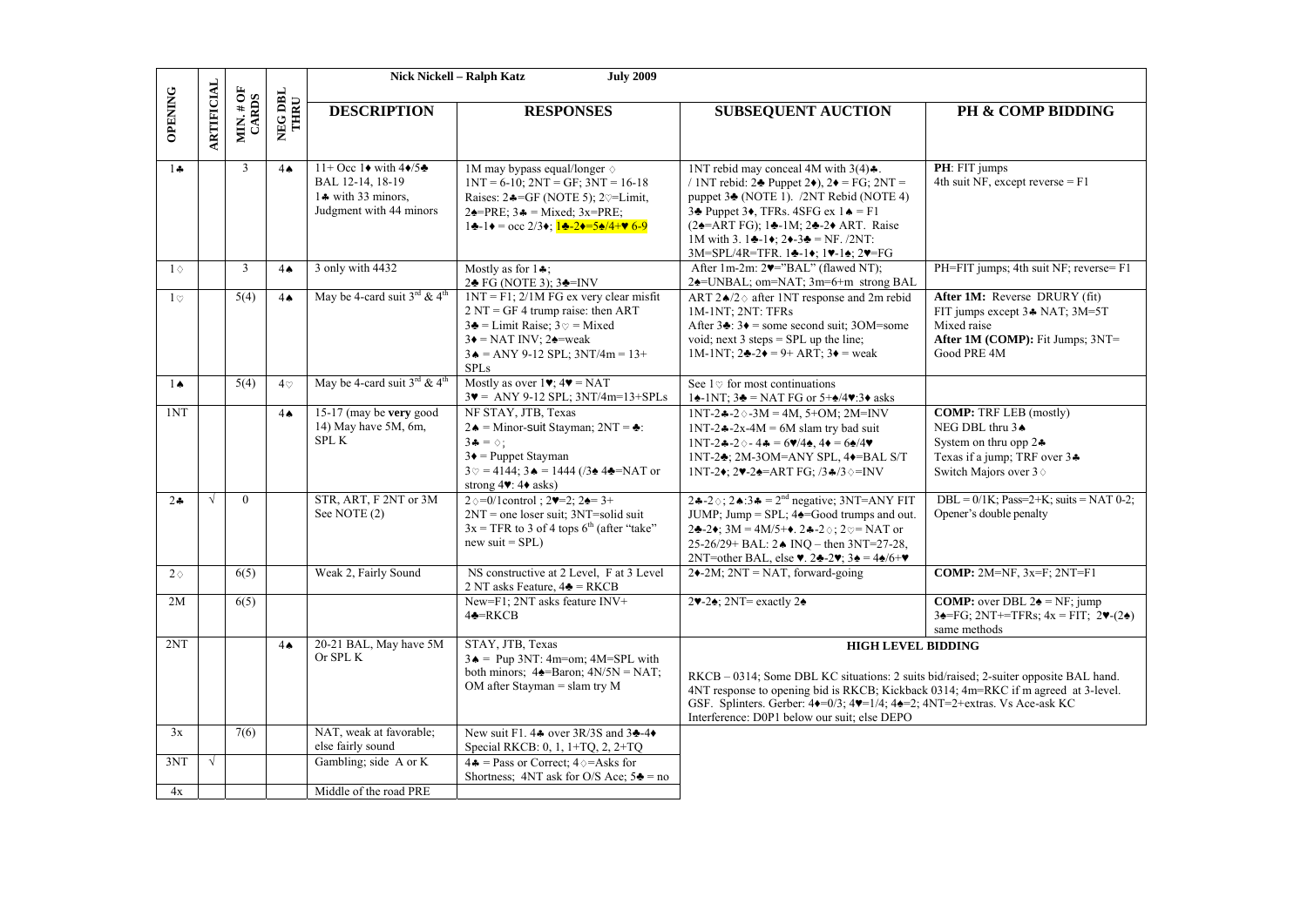| OPENING | ARTIFICIAL | MIN. # OF CARDS | NEG DBL THRU | Nick Nickell – Ralph Katz July 2009 | | | |
|---|---|---|---|---|---|---|---|
| | | | | **DESCRIPTION** | **RESPONSES** | **SUBSEQUENT AUCTION** | **PH & COMP BIDDING** |
| 1♣ | | 3 | 4♠ | 11+ Occ 1♦ with 4♦/5♣ BAL 12-14, 18-19 1♣ with 33 minors, Judgment with 44 minors | 1M may bypass equal/longer ◇ 1NT = 6-10; 2NT = GF; 3NT = 16-18 Raises: 2♣=GF (NOTE 5); 2♡=Limit, 2♠=PRE; 3♣ = Mixed; 3x=PRE; 1♣-1♦ = occ 2/3♦; 1♣-2♦=5♠/4+♥ 6-9 | 1NT rebid may conceal 4M with 3(4)♣. / 1NT rebid: 2♣ Puppet 2♦), 2♦ = FG; 2NT = puppet 3♣ (NOTE 1). /2NT Rebid (NOTE 4) 3♣ Puppet 3♦, TFRs. 4SFG ex 1♠ = F1 (2♠=ART FG); 1♣-1M; 2♣-2♦ ART. Raise 1M with 3. 1♣-1♦; 2♦-3♣ = NF. /2NT: 3M=SPL/4R=TFR. 1♣-1♦; 1♥-1♠; 2♥=FG | **PH**: FIT jumps 4th suit NF, except reverse = F1 |
| 1◇ | | 3 | 4♠ | 3 only with 4432 | Mostly as for 1♣; 2♣ FG (NOTE 3); 3♣=INV | After 1m-2m: 2♥="BAL" (flawed NT); 2♠=UNBAL; om=NAT; 3m=6+m strong BAL | PH=FIT jumps; 4th suit NF; reverse= F1 |
| 1♡ | | 5(4) | 4♠ | May be 4-card suit 3rd & 4th | 1NT = F1; 2/1M FG ex very clear misfit 2 NT = GF 4 trump raise: then ART 3♣ = Limit Raise; 3♡ = Mixed 3♦ = NAT INV; 2♠=weak 3♠ = ANY 9-12 SPL; 3NT/4m = 13+ SPLs | ART 2♠/2◇ after 1NT response and 2m rebid 1M-1NT; 2NT: TFRs After 3♣: 3♦ = some second suit; 3OM=some void; next 3 steps = SPL up the line; 1M-1NT; 2♣-2♦ = 9+ ART; 3♦ = weak | **After 1M:** Reverse DRURY (fit) FIT jumps except 3♣ NAT; 3M=5T Mixed raise **After 1M (COMP):** Fit Jumps; 3NT= Good PRE 4M |
| 1♠ | | 5(4) | 4♡ | May be 4-card suit 3rd & 4th | Mostly as over 1♥; 4♥ = NAT 3♥ = ANY 9-12 SPL; 3NT/4m=13+SPLs | See 1♡ for most continuations 1♠-1NT; 3♣ = NAT FG or 5+♠/4♥:3♦ asks | |
| 1NT | | | 4♠ | 15-17 (may be **very** good 14) May have 5M, 6m, SPL K | NF STAY, JTB, Texas 2♠ = Minor-suit Stayman; 2NT = ♣: 3♣ = ◇; 3♦ = Puppet Stayman 3♡ = 4144; 3♠ = 1444 (/3♠ 4♣=NAT or strong 4♥: 4♦ asks) | 1NT-2♣-2◇-3M = 4M, 5+OM; 2M=INV 1NT-2♣-2x-4M = 6M slam try bad suit 1NT-2♣-2◇- 4♣ = 6♥/4♠, 4♦ = 6♠/4♥ 1NT-2♣; 2M-3OM=ANY SPL, 4♦=BAL S/T 1NT-2♦; 2♥-2♠=ART FG; /3♣/3◇=INV | **COMP:** TRF LEB (mostly) NEG DBL thru 3♠ System on thru opp 2♣ Texas if a jump; TRF over 3♣ Switch Majors over 3◇ |
| 2♣ | √ | 0 | | STR, ART, F 2NT or 3M See NOTE (2) | 2◇=0/1control ; 2♥=2; 2♠= 3+ 2NT = one loser suit; 3NT=solid suit 3x = TFR to 3 of 4 tops 6th (after "take" new suit = SPL) | 2♣-2◇; 2♠:3♣ = 2nd negative; 3NT=ANY FIT JUMP; Jump = SPL; 4♠=Good trumps and out. 2♣-2♦; 3M = 4M/5+♦. 2♣-2◇; 2♡= NAT or 25-26/29+ BAL: 2♠ INQ – then 3NT=27-28, 2NT=other BAL, else ♥. 2♣-2♥; 3♠ = 4♠/6+♥ | DBL = 0/1K; Pass=2+K; suits = NAT 0-2; Opener's double penalty |
| 2◇ | | 6(5) | | Weak 2, Fairly Sound | NS constructive at 2 Level, F at 3 Level 2 NT asks Feature, 4♣ = RKCB | 2♦-2M; 2NT = NAT, forward-going | **COMP:** 2M=NF, 3x=F; 2NT=F1 |
| 2M | | 6(5) | | | New=F1; 2NT asks feature INV+ 4♣=RKCB | 2♥-2♠; 2NT= exactly 2♠ | **COMP:** over DBL 2♠ = NF; jump 3♠=FG; 2NT+=TFRs; 4x = FIT; 2♥-(2♠) same methods |
| 2NT | | | 4♠ | 20-21 BAL, May have 5M Or SPL K | STAY, JTB, Texas 3♠ = Pup 3NT: 4m=om; 4M=SPL with both minors; 4♠=Baron; 4N/5N = NAT; OM after Stayman = slam try M | **HIGH LEVEL BIDDING** RKCB – 0314; Some DBL KC situations: 2 suits bid/raised; 2-suiter opposite BAL hand. 4NT response to opening bid is RKCB; Kickback 0314; 4m=RKC if m agreed at 3-level. GSF. Splinters. Gerber: 4♦=0/3; 4♥=1/4; 4♠=2; 4NT=2+extras. Vs Ace-ask KC Interference: D0P1 below our suit; else DEPO | |
| 3x | | 7(6) | | NAT, weak at favorable; else fairly sound | New suit F1. 4♣ over 3R/3S and 3♣-4♦ Special RKCB: 0, 1, 1+TQ, 2, 2+TQ | | |
| 3NT | √ | | | Gambling; side A or K | 4♣ = Pass or Correct; 4◇=Asks for Shortness; 4NT ask for O/S Ace; 5♣ = no | | |
| 4x | | | | Middle of the road PRE | | | |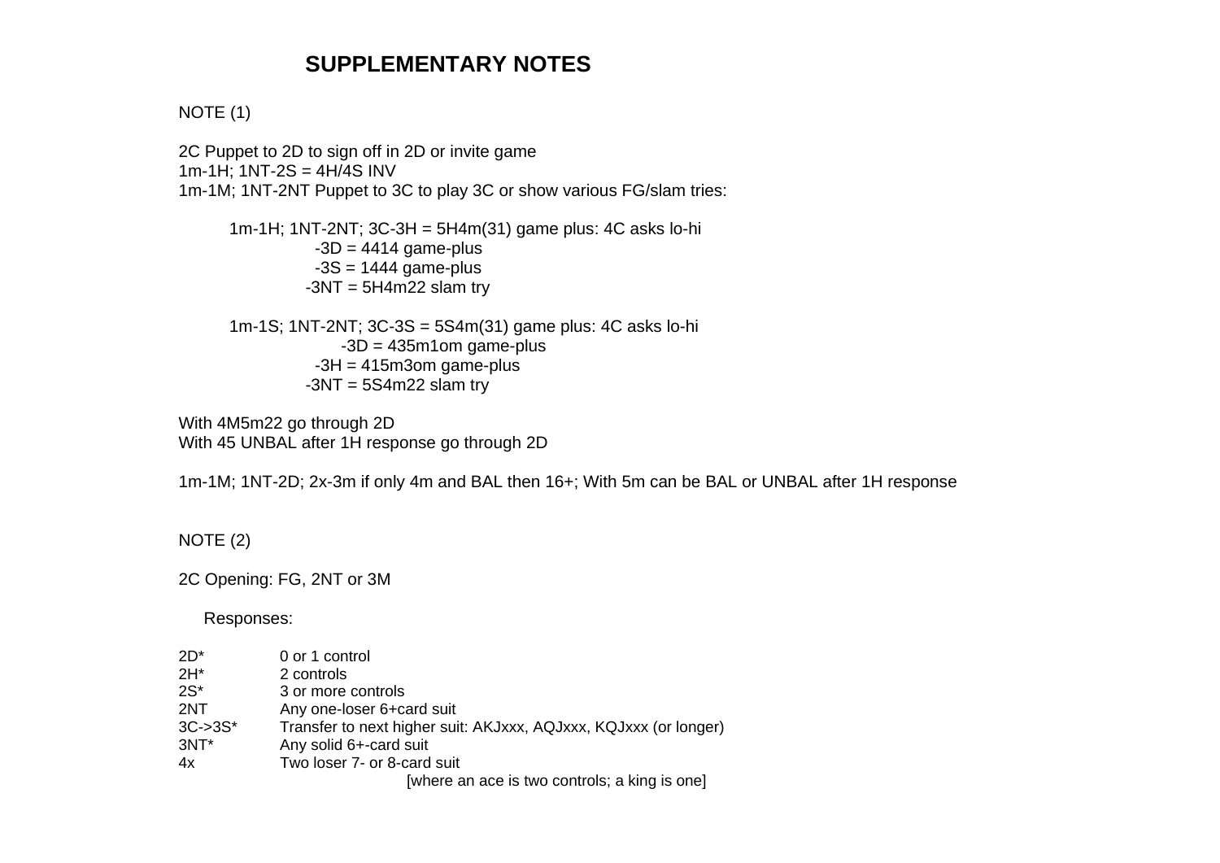# SUPPLEMENTARY NOTES

NOTE (1)

2C Puppet to 2D to sign off in 2D or invite game
1m-1H; 1NT-2S = 4H/4S INV
1m-1M; 1NT-2NT Puppet to 3C to play 3C or show various FG/slam tries:

1m-1H; 1NT-2NT; 3C-3H = 5H4m(31) game plus: 4C asks lo-hi
-3D = 4414 game-plus
-3S = 1444 game-plus
-3NT = 5H4m22 slam try

1m-1S; 1NT-2NT; 3C-3S = 5S4m(31) game plus: 4C asks lo-hi
-3D = 435m1om game-plus
-3H = 415m3om game-plus
-3NT = 5S4m22 slam try

With 4M5m22 go through 2D
With 45 UNBAL after 1H response go through 2D

1m-1M; 1NT-2D; 2x-3m if only 4m and BAL then 16+; With 5m can be BAL or UNBAL after 1H response

NOTE (2)

2C Opening: FG, 2NT or 3M

Responses:

| | |
|---|---|
| 2D* | 0 or 1 control |
| 2H* | 2 controls |
| 2S* | 3 or more controls |
| 2NT | Any one-loser 6+card suit |
| 3C->3S* | Transfer to next higher suit: AKJxxx, AQJxxx, KQJxxx (or longer) |
| 3NT* | Any solid 6+-card suit |
| 4x | Two loser 7- or 8-card suit |

[where an ace is two controls; a king is one]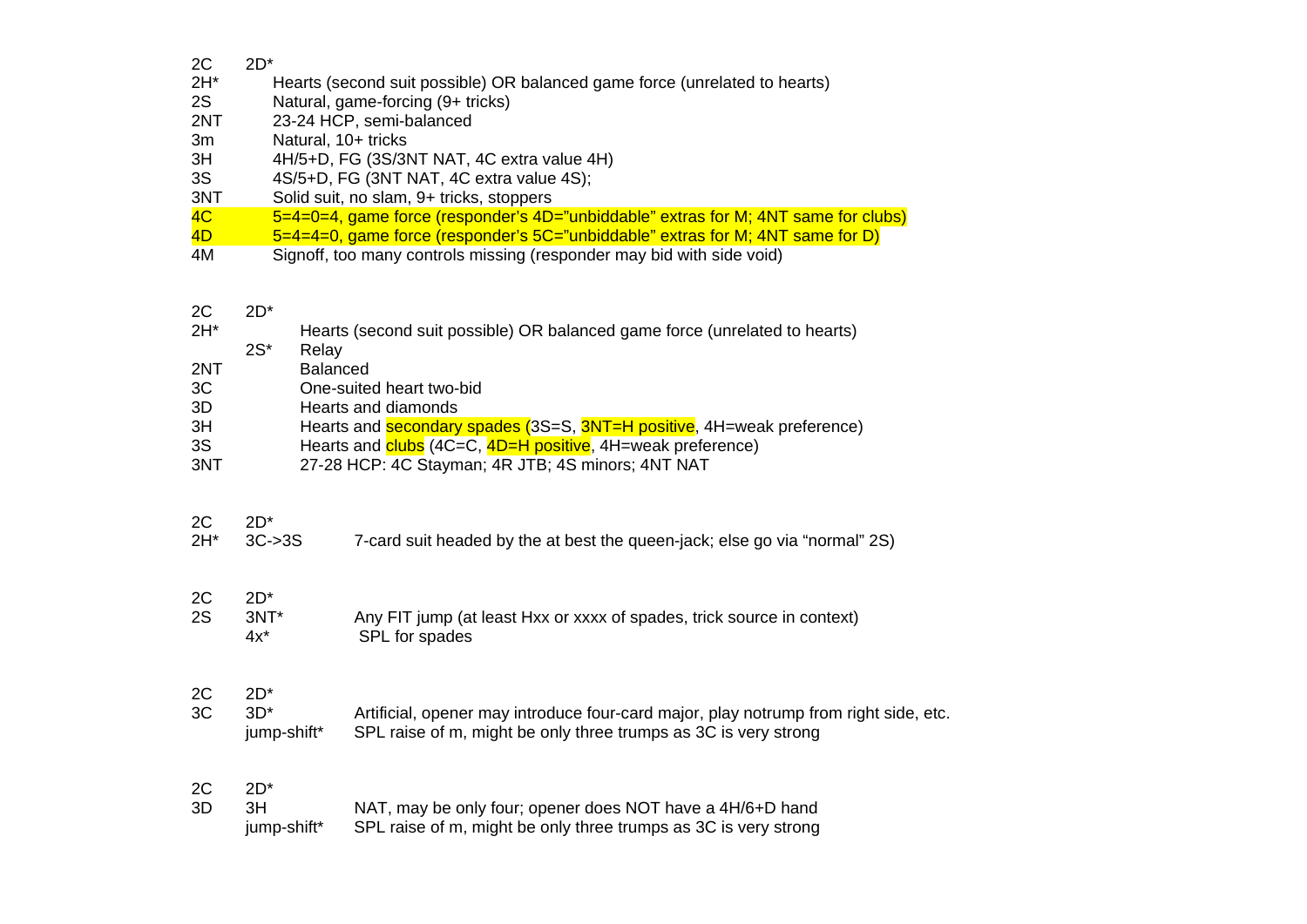```
2C      2D*
2H*          Hearts (second suit possible) OR balanced game force (unrelated to hearts)
2S           Natural, game-forcing (9+ tricks)
2NT          23-24 HCP, semi-balanced
3m           Natural, 10+ tricks
3H           4H/5+D, FG (3S/3NT NAT, 4C extra value 4H)
3S           4S/5+D, FG (3NT NAT, 4C extra value 4S);
3NT          Solid suit, no slam, 9+ tricks, stoppers
4C           5=4=0=4, game force (responder's 4D="unbiddable" extras for M; 4NT same for clubs)
4D           5=4=4=0, game force (responder's 5C="unbiddable" extras for M; 4NT same for D)
4M           Signoff, too many controls missing (responder may bid with side void)
```

```
2C      2D*
2H*            Hearts (second suit possible) OR balanced game force (unrelated to hearts)
        2S*    Relay
2NT            Balanced
3C             One-suited heart two-bid
3D             Hearts and diamonds
3H             Hearts and secondary spades (3S=S, 3NT=H positive, 4H=weak preference)
3S             Hearts and clubs (4C=C, 4D=H positive, 4H=weak preference)
3NT            27-28 HCP: 4C Stayman; 4R JTB; 4S minors; 4NT NAT
```

```
2C      2D*
2H*     3C->3S      7-card suit headed by the at best the queen-jack; else go via "normal" 2S)
```

```
2C      2D*
2S      3NT*        Any FIT jump (at least Hxx or xxxx of spades, trick source in context)
        4x*          SPL for spades
```

```
2C      2D*
3C      3D*         Artificial, opener may introduce four-card major, play notrump from right side, etc.
        jump-shift* SPL raise of m, might be only three trumps as 3C is very strong
```

```
2C      2D*
3D      3H          NAT, may be only four; opener does NOT have a 4H/6+D hand
        jump-shift* SPL raise of m, might be only three trumps as 3C is very strong
```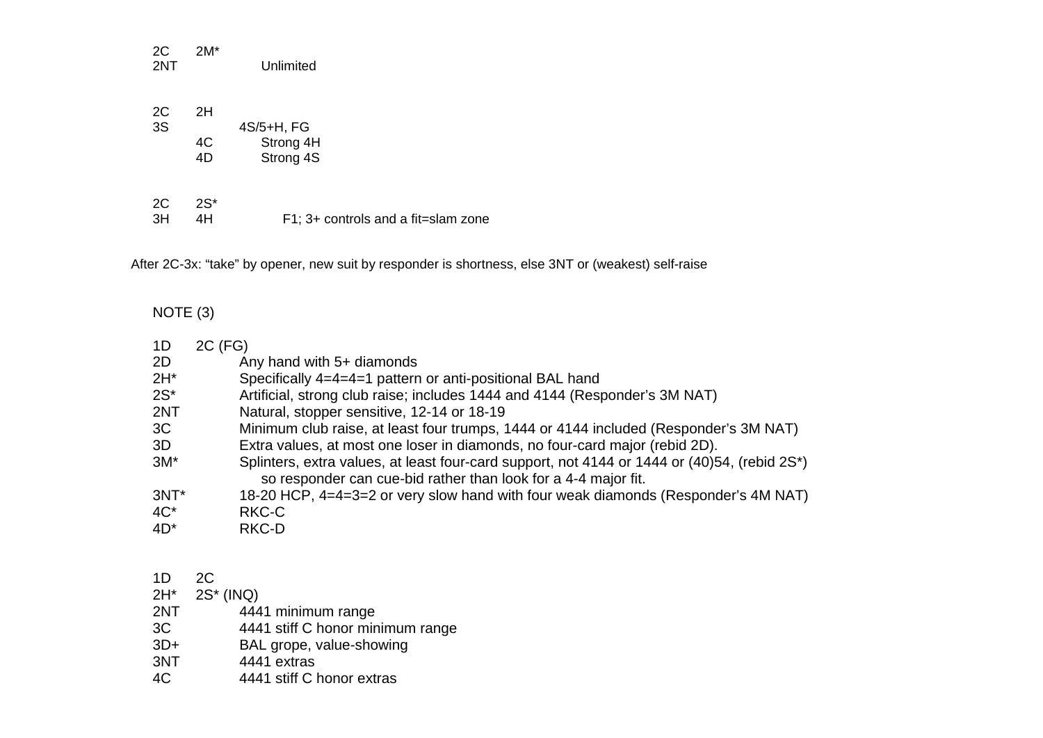```
2C     2M*
2NT           Unlimited
```

```
2C     2H
3S          4S/5+H, FG
       4C      Strong 4H
       4D      Strong 4S
```

```
2C     2S*
3H     4H          F1; 3+ controls and a fit=slam zone
```

After 2C-3x: "take" by opener, new suit by responder is shortness, else 3NT or (weakest) self-raise

NOTE (3)

```
1D     2C (FG)
2D          Any hand with 5+ diamonds
2H*         Specifically 4=4=4=1 pattern or anti-positional BAL hand
2S*         Artificial, strong club raise; includes 1444 and 4144 (Responder's 3M NAT)
2NT         Natural, stopper sensitive, 12-14 or 18-19
3C          Minimum club raise, at least four trumps, 1444 or 4144 included (Responder's 3M NAT)
3D          Extra values, at most one loser in diamonds, no four-card major (rebid 2D).
3M*         Splinters, extra values, at least four-card support, not 4144 or 1444 or (40)54, (rebid 2S*)
                so responder can cue-bid rather than look for a 4-4 major fit.
3NT*        18-20 HCP, 4=4=3=2 or very slow hand with four weak diamonds (Responder's 4M NAT)
4C*         RKC-C
4D*         RKC-D
```

```
1D     2C
2H*    2S* (INQ)
2NT         4441 minimum range
3C          4441 stiff C honor minimum range
3D+         BAL grope, value-showing
3NT         4441 extras
4C          4441 stiff C honor extras
```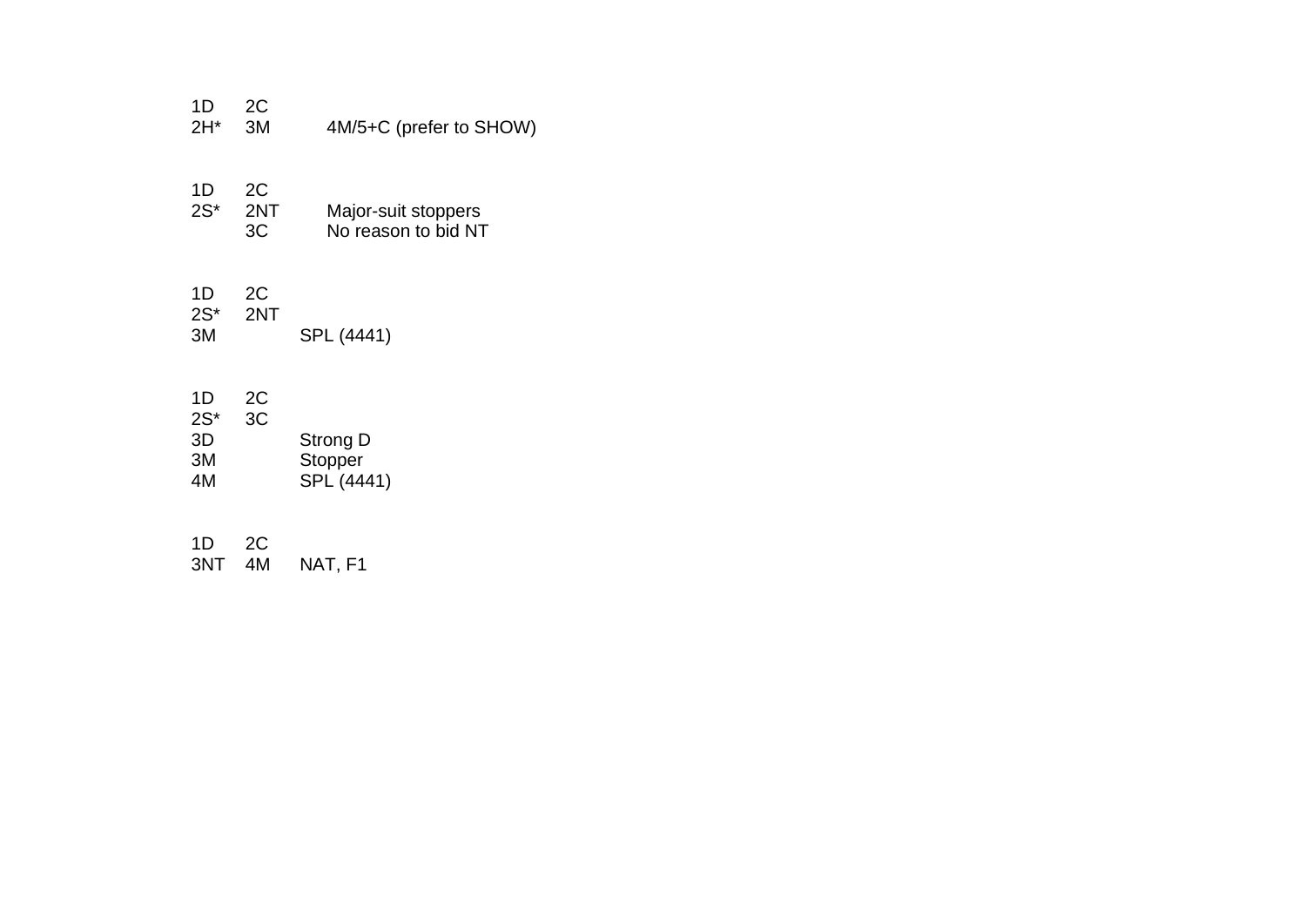```
1D    2C
2H*   3M      4M/5+C (prefer to SHOW)


1D    2C
2S*   2NT     Major-suit stoppers
      3C      No reason to bid NT


1D    2C
2S*   2NT
3M          SPL (4441)


1D    2C
2S*   3C
3D          Strong D
3M          Stopper
4M          SPL (4441)


1D    2C
3NT   4M    NAT, F1
```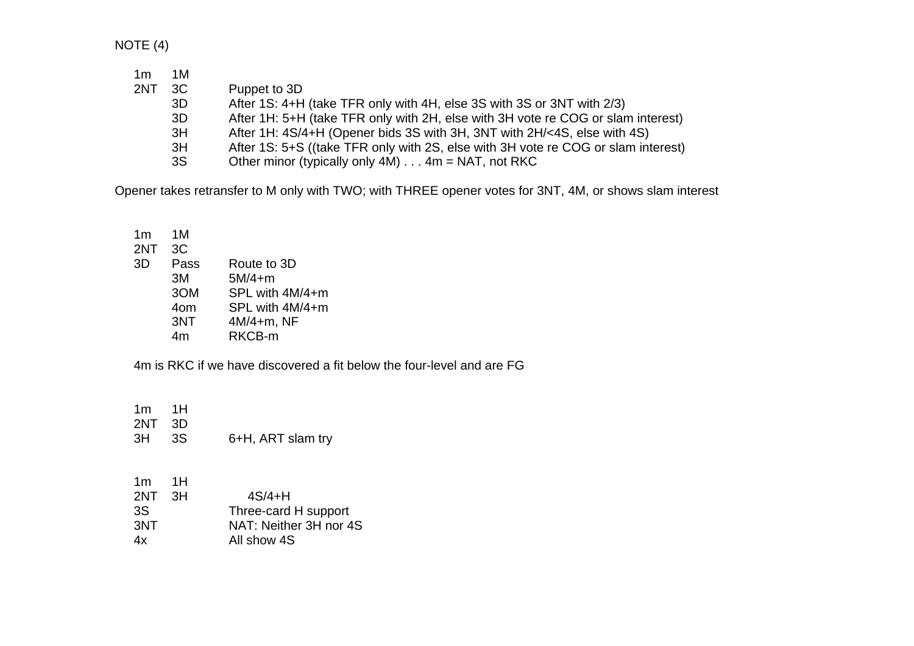NOTE (4)

| | | |
|---|---|---|
| 1m | 1M | |
| 2NT | 3C | Puppet to 3D |
| | 3D | After 1S: 4+H (take TFR only with 4H, else 3S with 3S or 3NT with 2/3) |
| | 3D | After 1H: 5+H (take TFR only with 2H, else with 3H vote re COG or slam interest) |
| | 3H | After 1H: 4S/4+H (Opener bids 3S with 3H, 3NT with 2H/<4S, else with 4S) |
| | 3H | After 1S: 5+S ((take TFR only with 2S, else with 3H vote re COG or slam interest) |
| | 3S | Other minor (typically only 4M) . . . 4m = NAT, not RKC |

Opener takes retransfer to M only with TWO; with THREE opener votes for 3NT, 4M, or shows slam interest

| | | |
|---|---|---|
| 1m | 1M | |
| 2NT | 3C | |
| 3D | Pass | Route to 3D |
| | 3M | 5M/4+m |
| | 3OM | SPL with 4M/4+m |
| | 4om | SPL with 4M/4+m |
| | 3NT | 4M/4+m, NF |
| | 4m | RKCB-m |

4m is RKC if we have discovered a fit below the four-level and are FG

| | | |
|---|---|---|
| 1m | 1H | |
| 2NT | 3D | |
| 3H | 3S | 6+H, ART slam try |

| | | |
|---|---|---|
| 1m | 1H | |
| 2NT | 3H | 4S/4+H |
| 3S | | Three-card H support |
| 3NT | | NAT: Neither 3H nor 4S |
| 4x | | All show 4S |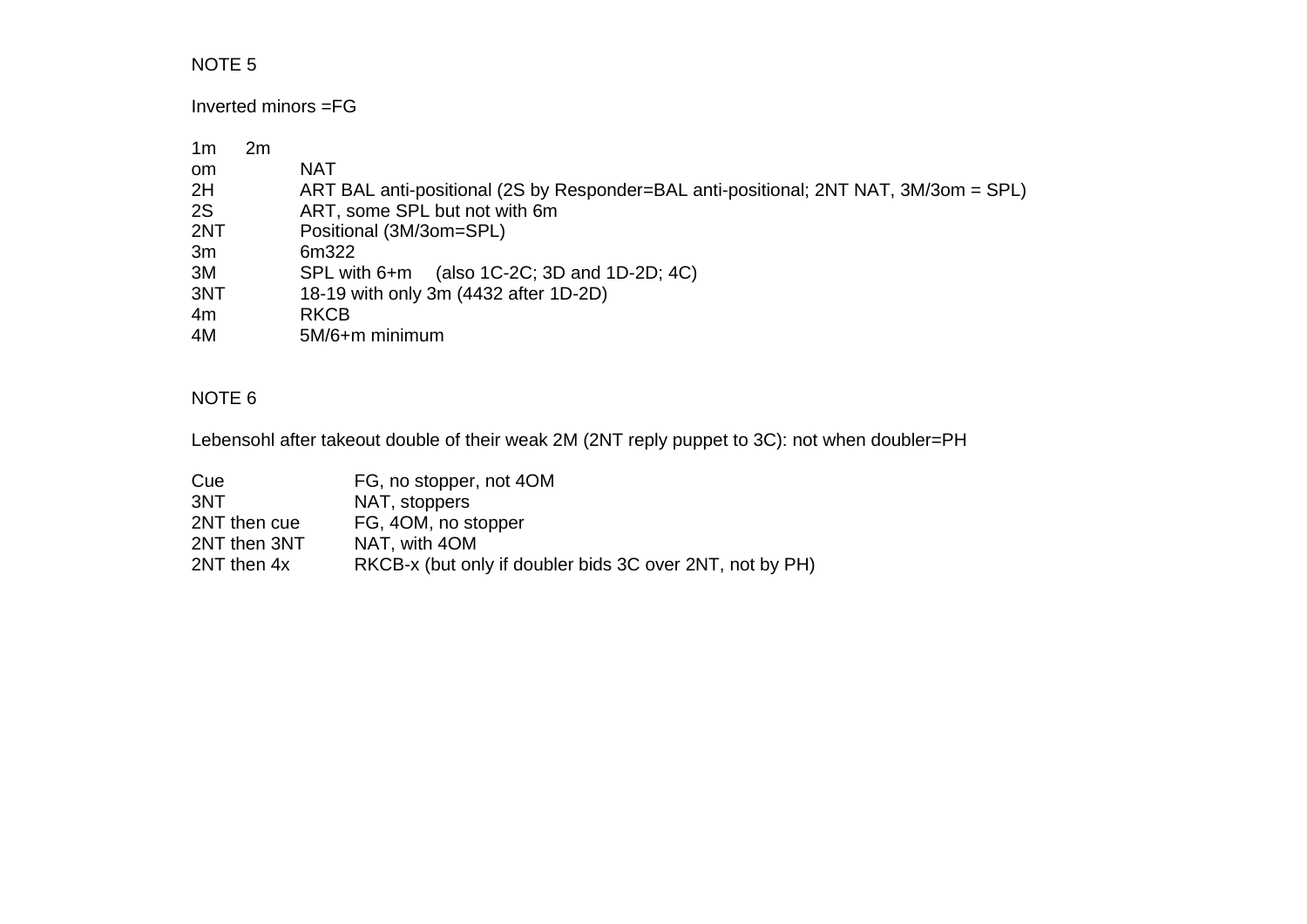NOTE 5

Inverted minors =FG

| 1m | 2m |
|---|---|
| om | NAT |
| 2H | ART BAL anti-positional (2S by Responder=BAL anti-positional; 2NT NAT, 3M/3om = SPL) |
| 2S | ART, some SPL but not with 6m |
| 2NT | Positional (3M/3om=SPL) |
| 3m | 6m322 |
| 3M | SPL with 6+m (also 1C-2C; 3D and 1D-2D; 4C) |
| 3NT | 18-19 with only 3m (4432 after 1D-2D) |
| 4m | RKCB |
| 4M | 5M/6+m minimum |

NOTE 6

Lebensohl after takeout double of their weak 2M (2NT reply puppet to 3C): not when doubler=PH

| | |
|---|---|
| Cue | FG, no stopper, not 4OM |
| 3NT | NAT, stoppers |
| 2NT then cue | FG, 4OM, no stopper |
| 2NT then 3NT | NAT, with 4OM |
| 2NT then 4x | RKCB-x (but only if doubler bids 3C over 2NT, not by PH) |